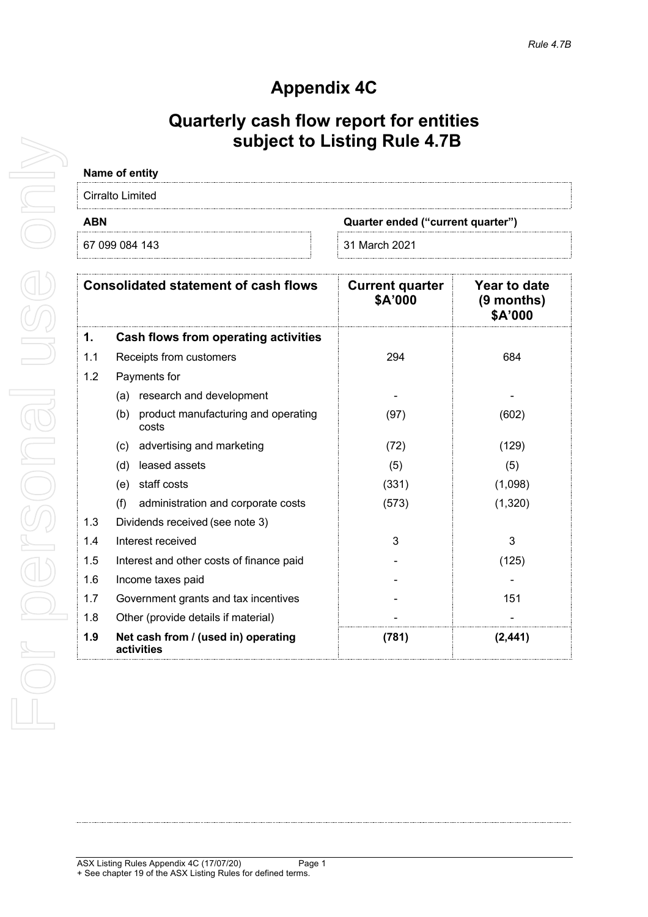*Rule 4.7B*

# Appendix 4C

## Quarterly cash flow report for entities subject to Listing Rule 4.7B

**Name of entity**

Cirralto Limited

| ABN | Quarter ended ("current quarter") |
|---|---|
| 67 099 084 143 | 31 March 2021 |

| | Consolidated statement of cash flows | Current quarter $A'000 | Year to date (9 months) $A'000 |
|---|---|---|---|
| **1.** | **Cash flows from operating activities** | | |
| 1.1 | Receipts from customers | 294 | 684 |
| 1.2 | Payments for | | |
| | (a) research and development | - | - |
| | (b) product manufacturing and operating costs | (97) | (602) |
| | (c) advertising and marketing | (72) | (129) |
| | (d) leased assets | (5) | (5) |
| | (e) staff costs | (331) | (1,098) |
| | (f) administration and corporate costs | (573) | (1,320) |
| 1.3 | Dividends received (see note 3) | | |
| 1.4 | Interest received | 3 | 3 |
| 1.5 | Interest and other costs of finance paid | - | (125) |
| 1.6 | Income taxes paid | - | - |
| 1.7 | Government grants and tax incentives | - | 151 |
| 1.8 | Other (provide details if material) | - | - |
| **1.9** | **Net cash from / (used in) operating activities** | **(781)** | **(2,441)** |

ASX Listing Rules Appendix 4C (17/07/20)
+ See chapter 19 of the ASX Listing Rules for defined terms.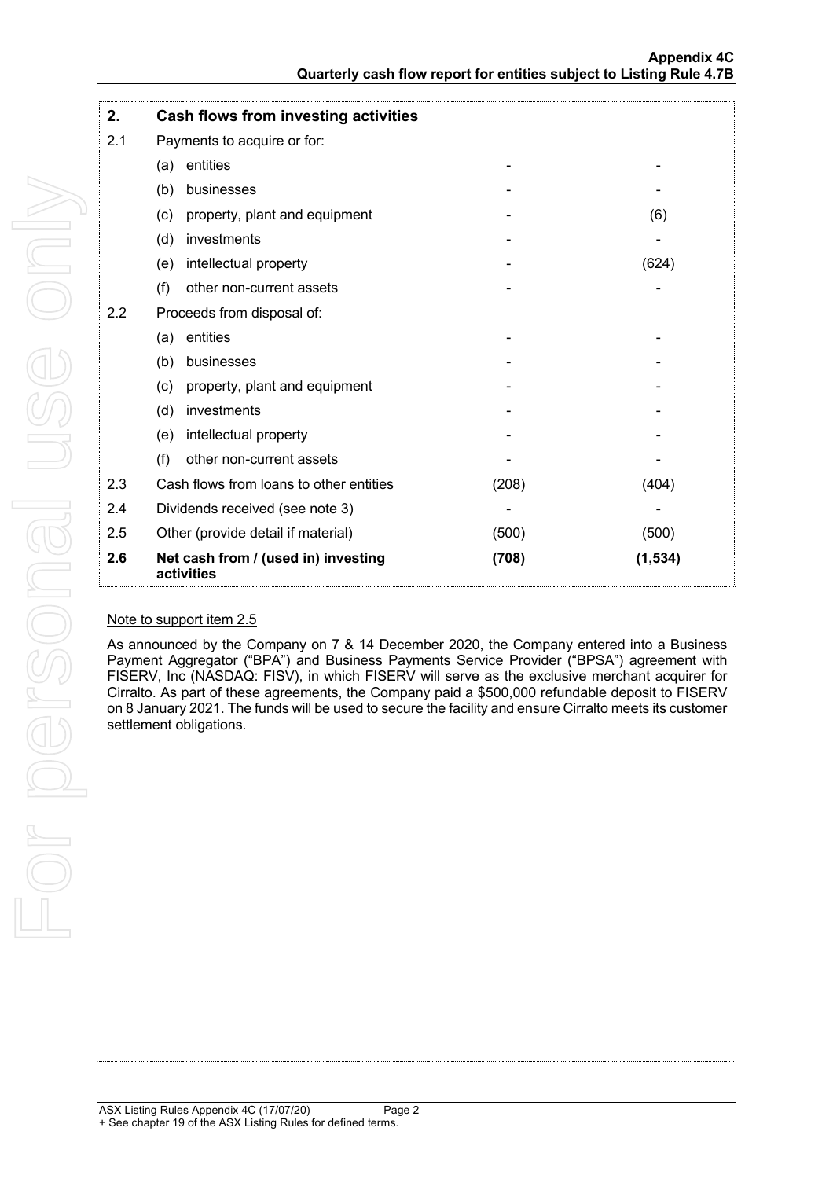| 2. | Cash flows from investing activities | | |
|---|---|---|---|
| 2.1 | Payments to acquire or for: | | |
| | (a) entities | - | - |
| | (b) businesses | - | - |
| | (c) property, plant and equipment | - | (6) |
| | (d) investments | - | - |
| | (e) intellectual property | - | (624) |
| | (f) other non-current assets | - | - |
| 2.2 | Proceeds from disposal of: | | |
| | (a) entities | - | - |
| | (b) businesses | - | - |
| | (c) property, plant and equipment | - | - |
| | (d) investments | - | - |
| | (e) intellectual property | - | - |
| | (f) other non-current assets | - | - |
| 2.3 | Cash flows from loans to other entities | (208) | (404) |
| 2.4 | Dividends received (see note 3) | - | - |
| 2.5 | Other (provide detail if material) | (500) | (500) |
| **2.6** | **Net cash from / (used in) investing activities** | **(708)** | **(1,534)** |

Note to support item 2.5

As announced by the Company on 7 & 14 December 2020, the Company entered into a Business Payment Aggregator ("BPA") and Business Payments Service Provider ("BPSA") agreement with FISERV, Inc (NASDAQ: FISV), in which FISERV will serve as the exclusive merchant acquirer for Cirralto. As part of these agreements, the Company paid a $500,000 refundable deposit to FISERV on 8 January 2021. The funds will be used to secure the facility and ensure Cirralto meets its customer settlement obligations.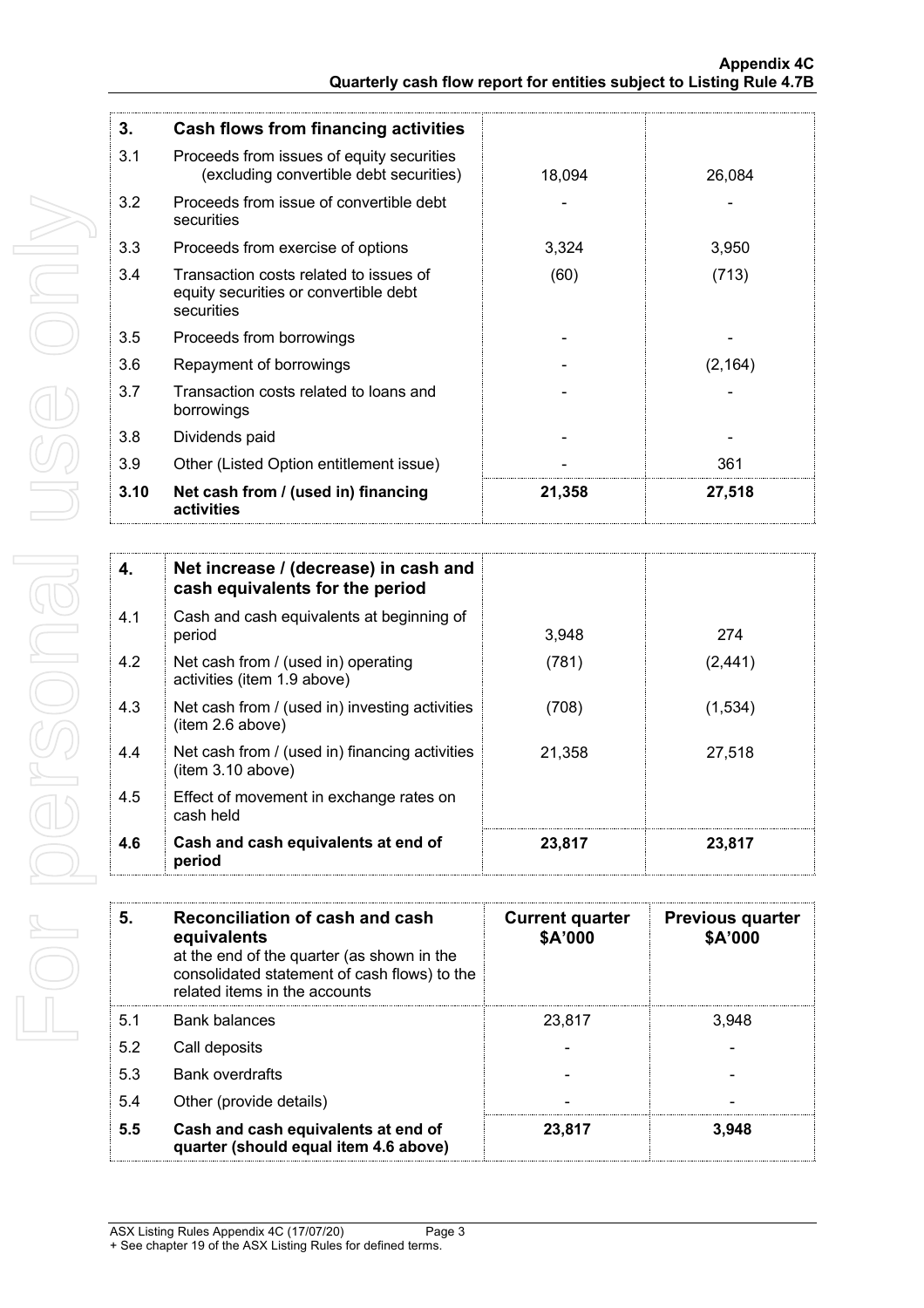| 3. | Cash flows from financing activities | | |
|---|---|---|---|
| 3.1 | Proceeds from issues of equity securities (excluding convertible debt securities) | 18,094 | 26,084 |
| 3.2 | Proceeds from issue of convertible debt securities | - | - |
| 3.3 | Proceeds from exercise of options | 3,324 | 3,950 |
| 3.4 | Transaction costs related to issues of equity securities or convertible debt securities | (60) | (713) |
| 3.5 | Proceeds from borrowings | - | - |
| 3.6 | Repayment of borrowings | - | (2,164) |
| 3.7 | Transaction costs related to loans and borrowings | - | - |
| 3.8 | Dividends paid | - | - |
| 3.9 | Other (Listed Option entitlement issue) | - | 361 |
| **3.10** | **Net cash from / (used in) financing activities** | **21,358** | **27,518** |

| 4. | Net increase / (decrease) in cash and cash equivalents for the period | | |
|---|---|---|---|
| 4.1 | Cash and cash equivalents at beginning of period | 3,948 | 274 |
| 4.2 | Net cash from / (used in) operating activities (item 1.9 above) | (781) | (2,441) |
| 4.3 | Net cash from / (used in) investing activities (item 2.6 above) | (708) | (1,534) |
| 4.4 | Net cash from / (used in) financing activities (item 3.10 above) | 21,358 | 27,518 |
| 4.5 | Effect of movement in exchange rates on cash held | | |
| **4.6** | **Cash and cash equivalents at end of period** | **23,817** | **23,817** |

| 5. | **Reconciliation of cash and cash equivalents** at the end of the quarter (as shown in the consolidated statement of cash flows) to the related items in the accounts | **Current quarter \$A'000** | **Previous quarter \$A'000** |
|---|---|---|---|
| 5.1 | Bank balances | 23,817 | 3,948 |
| 5.2 | Call deposits | - | - |
| 5.3 | Bank overdrafts | - | - |
| 5.4 | Other (provide details) | - | - |
| **5.5** | **Cash and cash equivalents at end of quarter (should equal item 4.6 above)** | **23,817** | **3,948** |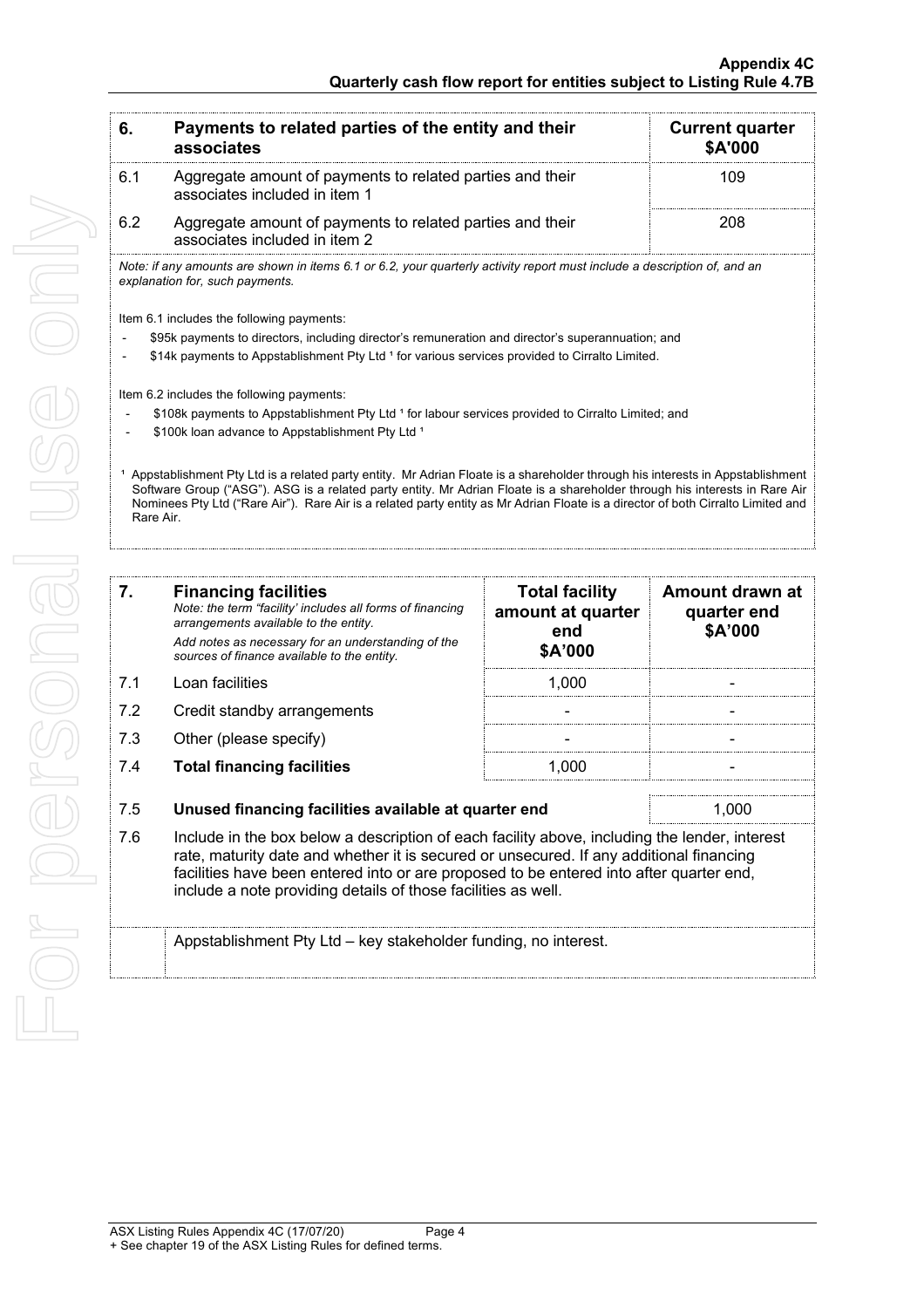| 6. | Payments to related parties of the entity and their associates | Current quarter $A'000 |
|---|---|---|
| 6.1 | Aggregate amount of payments to related parties and their associates included in item 1 | 109 |
| 6.2 | Aggregate amount of payments to related parties and their associates included in item 2 | 208 |

*Note: if any amounts are shown in items 6.1 or 6.2, your quarterly activity report must include a description of, and an explanation for, such payments.*

Item 6.1 includes the following payments:

- $95k payments to directors, including director's remuneration and director's superannuation; and
- $14k payments to Appstablishment Pty Ltd [1] for various services provided to Cirralto Limited.

Item 6.2 includes the following payments:

- $108k payments to Appstablishment Pty Ltd [1] for labour services provided to Cirralto Limited; and
- $100k loan advance to Appstablishment Pty Ltd [1]

[1] Appstablishment Pty Ltd is a related party entity. Mr Adrian Floate is a shareholder through his interests in Appstablishment Software Group ("ASG"). ASG is a related party entity. Mr Adrian Floate is a shareholder through his interests in Rare Air Nominees Pty Ltd ("Rare Air"). Rare Air is a related party entity as Mr Adrian Floate is a director of both Cirralto Limited and Rare Air.

| 7. | **Financing facilities** *Note: the term "facility' includes all forms of financing arrangements available to the entity.* *Add notes as necessary for an understanding of the sources of finance available to the entity.* | Total facility amount at quarter end $A'000 | Amount drawn at quarter end $A'000 |
|---|---|---|---|
| 7.1 | Loan facilities | 1,000 | - |
| 7.2 | Credit standby arrangements | - | - |
| 7.3 | Other (please specify) | - | - |
| 7.4 | **Total financing facilities** | 1,000 | - |

| 7.5 | **Unused financing facilities available at quarter end** | 1,000 |
|---|---|---|

7.6 Include in the box below a description of each facility above, including the lender, interest rate, maturity date and whether it is secured or unsecured. If any additional financing facilities have been entered into or are proposed to be entered into after quarter end, include a note providing details of those facilities as well.

Appstablishment Pty Ltd – key stakeholder funding, no interest.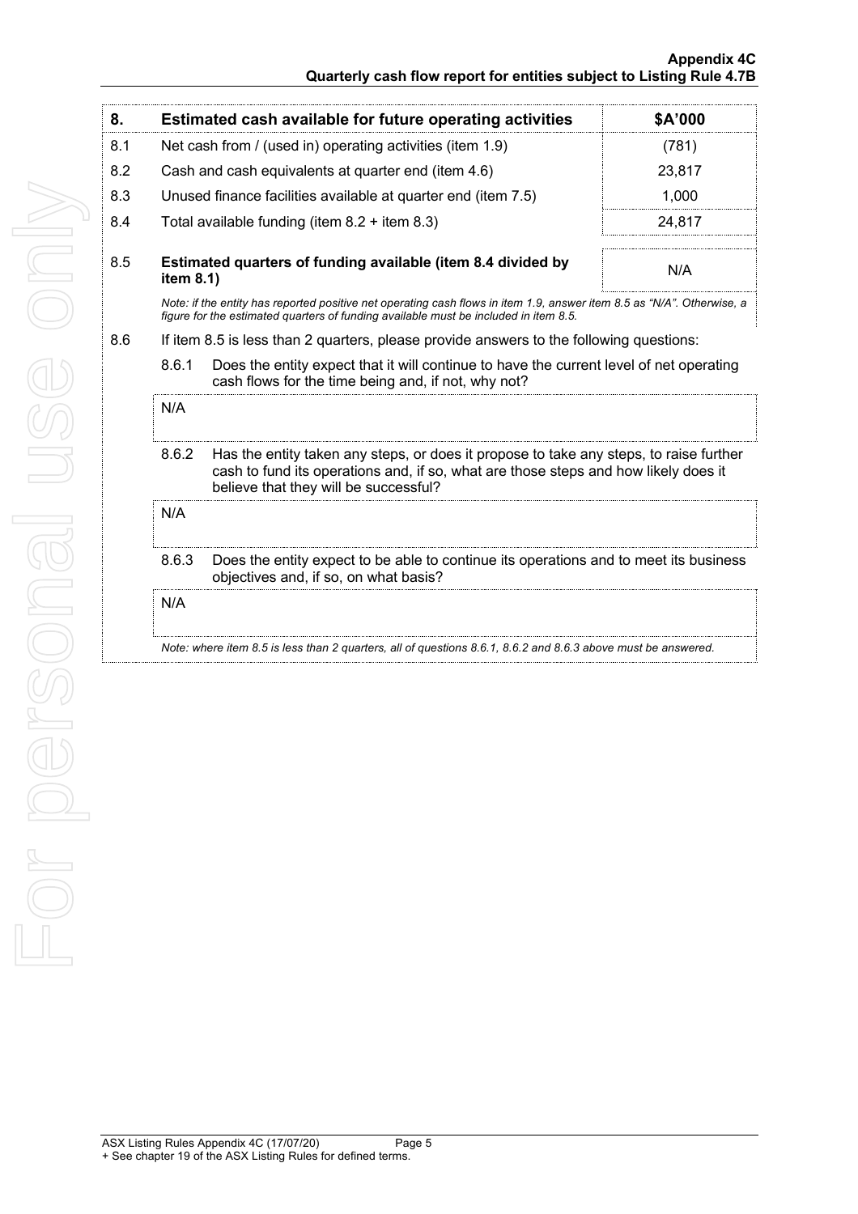| 8. | Estimated cash available for future operating activities | $A'000 |
|---|---|---|
| 8.1 | Net cash from / (used in) operating activities (item 1.9) | (781) |
| 8.2 | Cash and cash equivalents at quarter end (item 4.6) | 23,817 |
| 8.3 | Unused finance facilities available at quarter end (item 7.5) | 1,000 |
| 8.4 | Total available funding (item 8.2 + item 8.3) | 24,817 |
| 8.5 | **Estimated quarters of funding available (item 8.4 divided by item 8.1)** | N/A |

*Note: if the entity has reported positive net operating cash flows in item 1.9, answer item 8.5 as "N/A". Otherwise, a figure for the estimated quarters of funding available must be included in item 8.5.*

8.6 If item 8.5 is less than 2 quarters, please provide answers to the following questions:

8.6.1 Does the entity expect that it will continue to have the current level of net operating cash flows for the time being and, if not, why not?

N/A

8.6.2 Has the entity taken any steps, or does it propose to take any steps, to raise further cash to fund its operations and, if so, what are those steps and how likely does it believe that they will be successful?

N/A

8.6.3 Does the entity expect to be able to continue its operations and to meet its business objectives and, if so, on what basis?

N/A

*Note: where item 8.5 is less than 2 quarters, all of questions 8.6.1, 8.6.2 and 8.6.3 above must be answered.*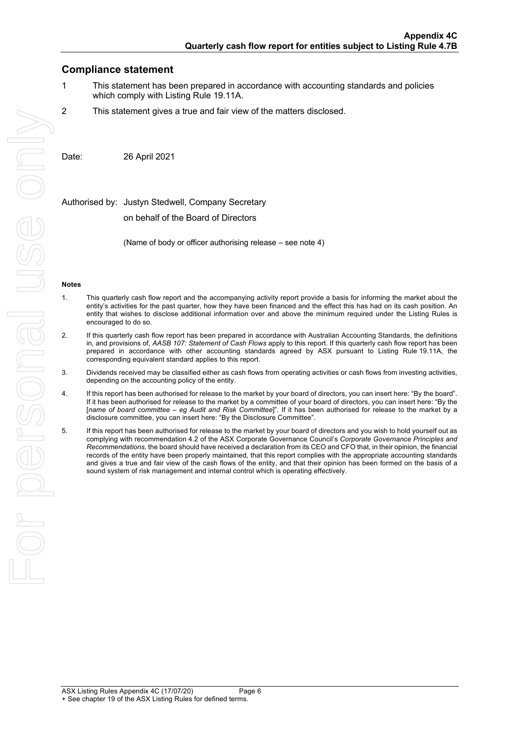## Compliance statement

1 This statement has been prepared in accordance with accounting standards and policies which comply with Listing Rule 19.11A.

2 This statement gives a true and fair view of the matters disclosed.

Date: 26 April 2021

Authorised by: Justyn Stedwell, Company Secretary

on behalf of the Board of Directors

(Name of body or officer authorising release – see note 4)

**Notes**

1. This quarterly cash flow report and the accompanying activity report provide a basis for informing the market about the entity's activities for the past quarter, how they have been financed and the effect this has had on its cash position. An entity that wishes to disclose additional information over and above the minimum required under the Listing Rules is encouraged to do so.
2. If this quarterly cash flow report has been prepared in accordance with Australian Accounting Standards, the definitions in, and provisions of, *AASB 107: Statement of Cash Flows* apply to this report. If this quarterly cash flow report has been prepared in accordance with other accounting standards agreed by ASX pursuant to Listing Rule 19.11A, the corresponding equivalent standard applies to this report.
3. Dividends received may be classified either as cash flows from operating activities or cash flows from investing activities, depending on the accounting policy of the entity.
4. If this report has been authorised for release to the market by your board of directors, you can insert here: "By the board". If it has been authorised for release to the market by a committee of your board of directors, you can insert here: "By the [*name of board committee – eg Audit and Risk Committee*]". If it has been authorised for release to the market by a disclosure committee, you can insert here: "By the Disclosure Committee".
5. If this report has been authorised for release to the market by your board of directors and you wish to hold yourself out as complying with recommendation 4.2 of the ASX Corporate Governance Council's *Corporate Governance Principles and Recommendations*, the board should have received a declaration from its CEO and CFO that, in their opinion, the financial records of the entity have been properly maintained, that this report complies with the appropriate accounting standards and gives a true and fair view of the cash flows of the entity, and that their opinion has been formed on the basis of a sound system of risk management and internal control which is operating effectively.